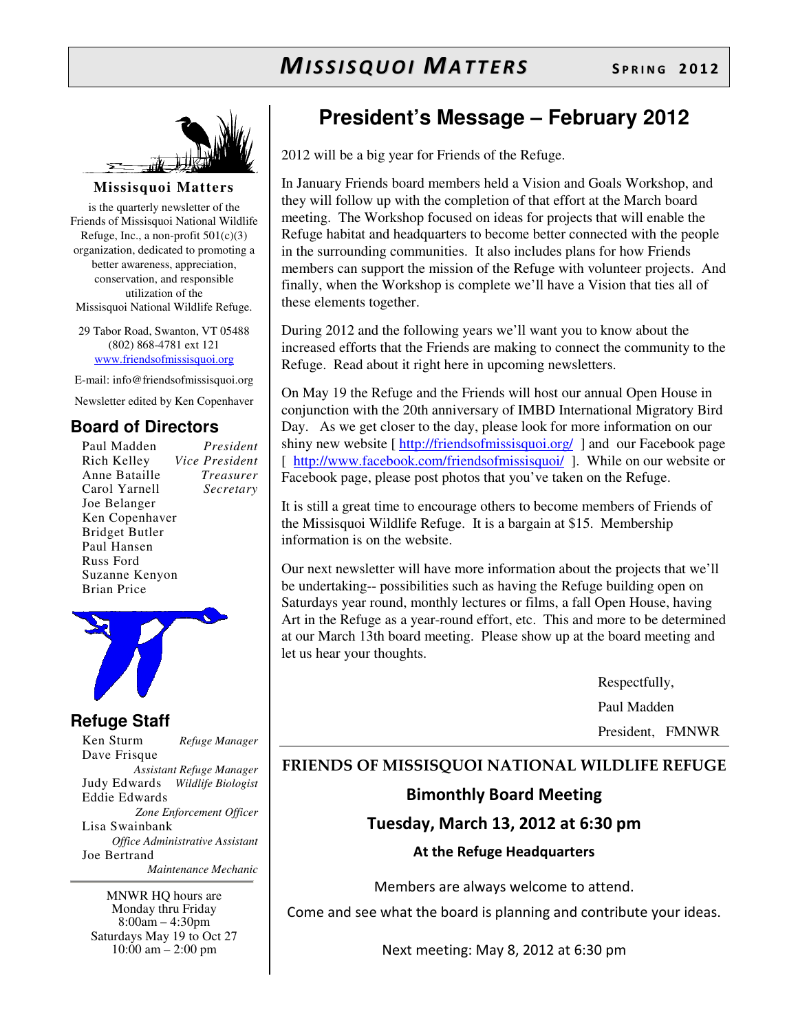# MISSISQUOI MATTERS

SPRING 2012

**Missisquoi Matters**

is the quarterly newsletter of the Friends of Missisquoi National Wildlife Refuge, Inc., a non-profit 501(c)(3) organization, dedicated to promoting a better awareness, appreciation, conservation, and responsible utilization of the Missisquoi National Wildlife Refuge.

29 Tabor Road, Swanton, VT 05488
(802) 868-4781 ext 121
www.friendsofmissisquoi.org

E-mail: info@friendsofmissisquoi.org

Newsletter edited by Ken Copenhaver

## Board of Directors

Paul Madden — *President*
Rich Kelley — *Vice President*
Anne Bataille — *Treasurer*
Carol Yarnell — *Secretary*
Joe Belanger
Ken Copenhaver
Bridget Butler
Paul Hansen
Russ Ford
Suzanne Kenyon
Brian Price

## Refuge Staff

Ken Sturm — *Refuge Manager*
Dave Frisque — *Assistant Refuge Manager*
Judy Edwards — *Wildlife Biologist*
Eddie Edwards — *Zone Enforcement Officer*
Lisa Swainbank — *Office Administrative Assistant*
Joe Bertrand — *Maintenance Mechanic*

MNWR HQ hours are
Monday thru Friday
8:00am – 4:30pm
Saturdays May 19 to Oct 27
10:00 am – 2:00 pm

# President's Message – February 2012

2012 will be a big year for Friends of the Refuge.

In January Friends board members held a Vision and Goals Workshop, and they will follow up with the completion of that effort at the March board meeting. The Workshop focused on ideas for projects that will enable the Refuge habitat and headquarters to become better connected with the people in the surrounding communities. It also includes plans for how Friends members can support the mission of the Refuge with volunteer projects. And finally, when the Workshop is complete we'll have a Vision that ties all of these elements together.

During 2012 and the following years we'll want you to know about the increased efforts that the Friends are making to connect the community to the Refuge. Read about it right here in upcoming newsletters.

On May 19 the Refuge and the Friends will host our annual Open House in conjunction with the 20th anniversary of IMBD International Migratory Bird Day. As we get closer to the day, please look for more information on our shiny new website [ http://friendsofmissisquoi.org/ ] and our Facebook page [ http://www.facebook.com/friendsofmissisquoi/ ]. While on our website or Facebook page, please post photos that you've taken on the Refuge.

It is still a great time to encourage others to become members of Friends of the Missisquoi Wildlife Refuge. It is a bargain at $15. Membership information is on the website.

Our next newsletter will have more information about the projects that we'll be undertaking-- possibilities such as having the Refuge building open on Saturdays year round, monthly lectures or films, a fall Open House, having Art in the Refuge as a year-round effort, etc. This and more to be determined at our March 13th board meeting. Please show up at the board meeting and let us hear your thoughts.

Respectfully,
Paul Madden
President, FMNWR

---

**FRIENDS OF MISSISQUOI NATIONAL WILDLIFE REFUGE**

**Bimonthly Board Meeting**

**Tuesday, March 13, 2012 at 6:30 pm**

**At the Refuge Headquarters**

Members are always welcome to attend.

Come and see what the board is planning and contribute your ideas.

Next meeting: May 8, 2012 at 6:30 pm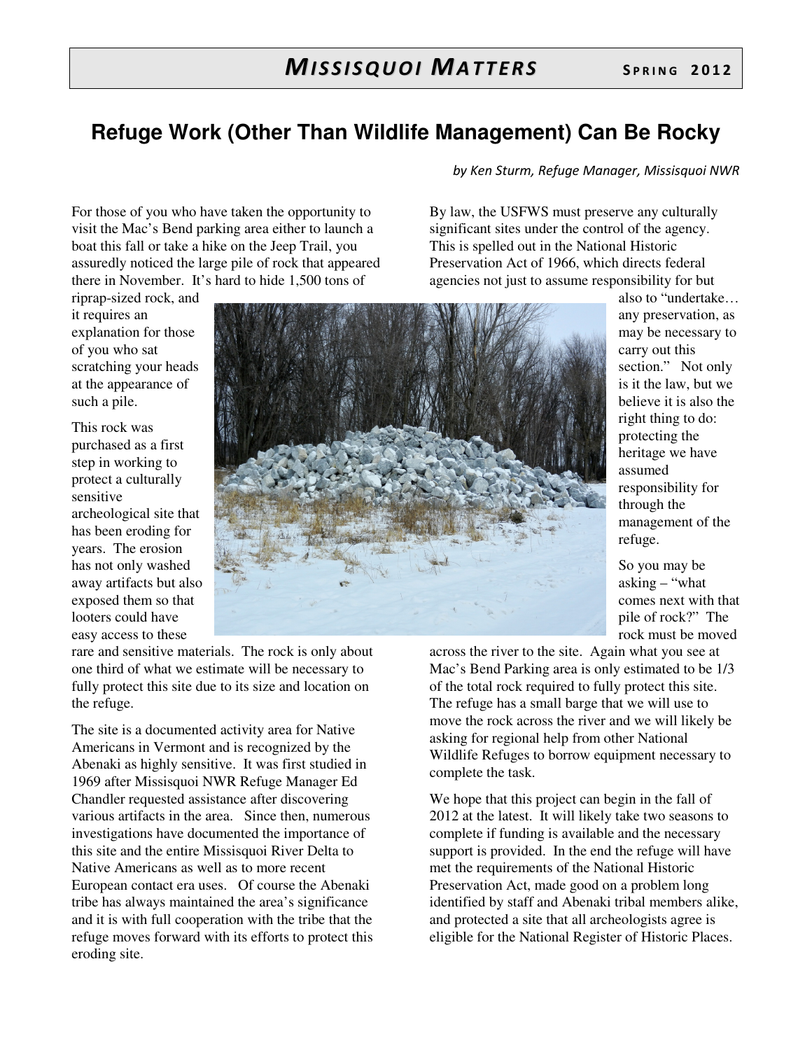## Refuge Work (Other Than Wildlife Management) Can Be Rocky

*by Ken Sturm, Refuge Manager, Missisquoi NWR*

For those of you who have taken the opportunity to visit the Mac's Bend parking area either to launch a boat this fall or take a hike on the Jeep Trail, you assuredly noticed the large pile of rock that appeared there in November. It's hard to hide 1,500 tons of riprap-sized rock, and it requires an explanation for those of you who sat scratching your heads at the appearance of such a pile.

This rock was purchased as a first step in working to protect a culturally sensitive archeological site that has been eroding for years. The erosion has not only washed away artifacts but also exposed them so that looters could have easy access to these rare and sensitive materials. The rock is only about one third of what we estimate will be necessary to fully protect this site due to its size and location on the refuge.

The site is a documented activity area for Native Americans in Vermont and is recognized by the Abenaki as highly sensitive. It was first studied in 1969 after Missisquoi NWR Refuge Manager Ed Chandler requested assistance after discovering various artifacts in the area. Since then, numerous investigations have documented the importance of this site and the entire Missisquoi River Delta to Native Americans as well as to more recent European contact era uses. Of course the Abenaki tribe has always maintained the area's significance and it is with full cooperation with the tribe that the refuge moves forward with its efforts to protect this eroding site.

By law, the USFWS must preserve any culturally significant sites under the control of the agency. This is spelled out in the National Historic Preservation Act of 1966, which directs federal agencies not just to assume responsibility for but also to "undertake… any preservation, as may be necessary to carry out this section." Not only is it the law, but we believe it is also the right thing to do: protecting the heritage we have assumed responsibility for through the management of the refuge.

So you may be asking – "what comes next with that pile of rock?" The rock must be moved across the river to the site. Again what you see at Mac's Bend Parking area is only estimated to be 1/3 of the total rock required to fully protect this site. The refuge has a small barge that we will use to move the rock across the river and we will likely be asking for regional help from other National Wildlife Refuges to borrow equipment necessary to complete the task.

We hope that this project can begin in the fall of 2012 at the latest. It will likely take two seasons to complete if funding is available and the necessary support is provided. In the end the refuge will have met the requirements of the National Historic Preservation Act, made good on a problem long identified by staff and Abenaki tribal members alike, and protected a site that all archeologists agree is eligible for the National Register of Historic Places.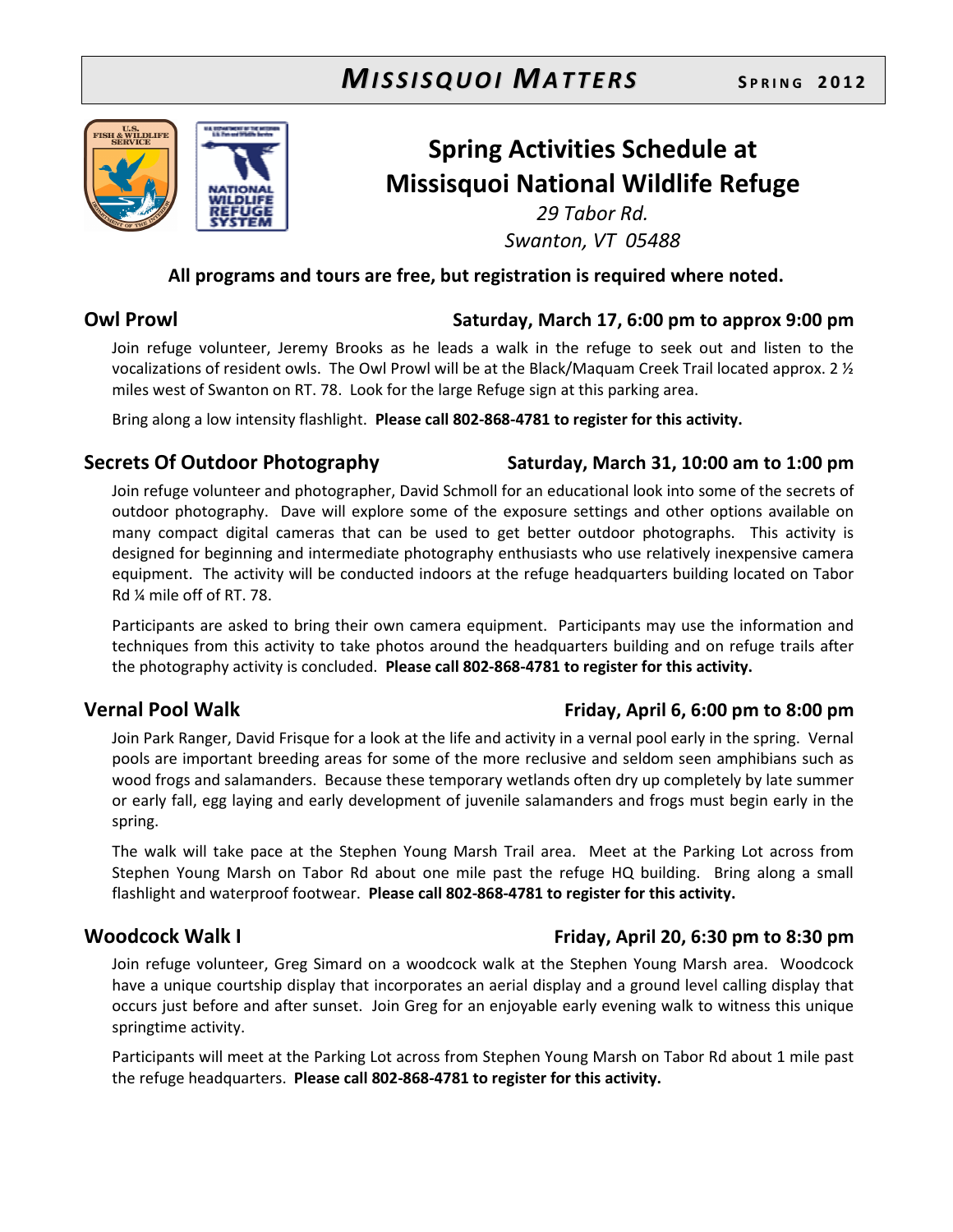# Spring Activities Schedule at Missisquoi National Wildlife Refuge

*29 Tabor Rd.*
*Swanton, VT 05488*

**All programs and tours are free, but registration is required where noted.**

## Owl Prowl — Saturday, March 17, 6:00 pm to approx 9:00 pm

Join refuge volunteer, Jeremy Brooks as he leads a walk in the refuge to seek out and listen to the vocalizations of resident owls. The Owl Prowl will be at the Black/Maquam Creek Trail located approx. 2 ½ miles west of Swanton on RT. 78. Look for the large Refuge sign at this parking area.

Bring along a low intensity flashlight. **Please call 802-868-4781 to register for this activity.**

## Secrets Of Outdoor Photography — Saturday, March 31, 10:00 am to 1:00 pm

Join refuge volunteer and photographer, David Schmoll for an educational look into some of the secrets of outdoor photography. Dave will explore some of the exposure settings and other options available on many compact digital cameras that can be used to get better outdoor photographs. This activity is designed for beginning and intermediate photography enthusiasts who use relatively inexpensive camera equipment. The activity will be conducted indoors at the refuge headquarters building located on Tabor Rd ¼ mile off of RT. 78.

Participants are asked to bring their own camera equipment. Participants may use the information and techniques from this activity to take photos around the headquarters building and on refuge trails after the photography activity is concluded. **Please call 802-868-4781 to register for this activity.**

## Vernal Pool Walk — Friday, April 6, 6:00 pm to 8:00 pm

Join Park Ranger, David Frisque for a look at the life and activity in a vernal pool early in the spring. Vernal pools are important breeding areas for some of the more reclusive and seldom seen amphibians such as wood frogs and salamanders. Because these temporary wetlands often dry up completely by late summer or early fall, egg laying and early development of juvenile salamanders and frogs must begin early in the spring.

The walk will take pace at the Stephen Young Marsh Trail area. Meet at the Parking Lot across from Stephen Young Marsh on Tabor Rd about one mile past the refuge HQ building. Bring along a small flashlight and waterproof footwear. **Please call 802-868-4781 to register for this activity.**

## Woodcock Walk I — Friday, April 20, 6:30 pm to 8:30 pm

Join refuge volunteer, Greg Simard on a woodcock walk at the Stephen Young Marsh area. Woodcock have a unique courtship display that incorporates an aerial display and a ground level calling display that occurs just before and after sunset. Join Greg for an enjoyable early evening walk to witness this unique springtime activity.

Participants will meet at the Parking Lot across from Stephen Young Marsh on Tabor Rd about 1 mile past the refuge headquarters. **Please call 802-868-4781 to register for this activity.**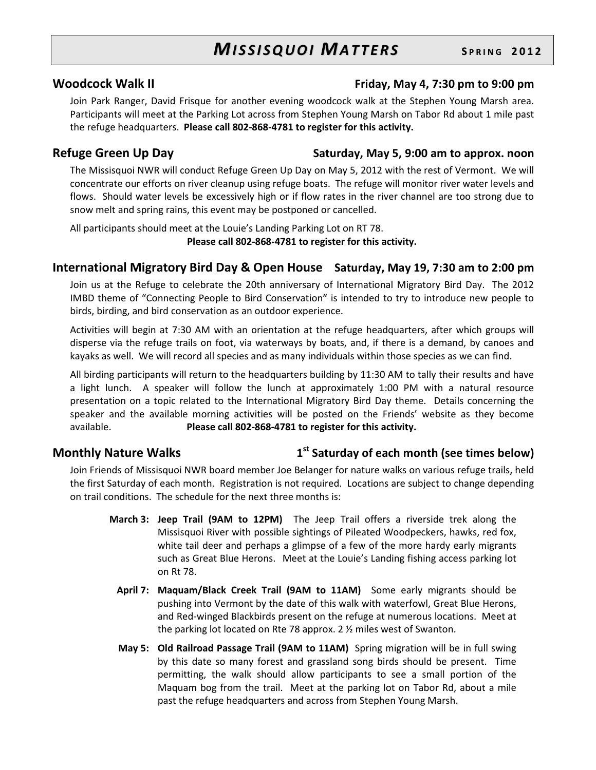## Woodcock Walk II — Friday, May 4, 7:30 pm to 9:00 pm

Join Park Ranger, David Frisque for another evening woodcock walk at the Stephen Young Marsh area. Participants will meet at the Parking Lot across from Stephen Young Marsh on Tabor Rd about 1 mile past the refuge headquarters. **Please call 802-868-4781 to register for this activity.**

## Refuge Green Up Day — Saturday, May 5, 9:00 am to approx. noon

The Missisquoi NWR will conduct Refuge Green Up Day on May 5, 2012 with the rest of Vermont. We will concentrate our efforts on river cleanup using refuge boats. The refuge will monitor river water levels and flows. Should water levels be excessively high or if flow rates in the river channel are too strong due to snow melt and spring rains, this event may be postponed or cancelled.

All participants should meet at the Louie's Landing Parking Lot on RT 78.

**Please call 802-868-4781 to register for this activity.**

## International Migratory Bird Day & Open House — Saturday, May 19, 7:30 am to 2:00 pm

Join us at the Refuge to celebrate the 20th anniversary of International Migratory Bird Day. The 2012 IMBD theme of "Connecting People to Bird Conservation" is intended to try to introduce new people to birds, birding, and bird conservation as an outdoor experience.

Activities will begin at 7:30 AM with an orientation at the refuge headquarters, after which groups will disperse via the refuge trails on foot, via waterways by boats, and, if there is a demand, by canoes and kayaks as well. We will record all species and as many individuals within those species as we can find.

All birding participants will return to the headquarters building by 11:30 AM to tally their results and have a light lunch. A speaker will follow the lunch at approximately 1:00 PM with a natural resource presentation on a topic related to the International Migratory Bird Day theme. Details concerning the speaker and the available morning activities will be posted on the Friends' website as they become available. **Please call 802-868-4781 to register for this activity.**

## Monthly Nature Walks — 1st Saturday of each month (see times below)

Join Friends of Missisquoi NWR board member Joe Belanger for nature walks on various refuge trails, held the first Saturday of each month. Registration is not required. Locations are subject to change depending on trail conditions. The schedule for the next three months is:

**March 3: Jeep Trail (9AM to 12PM)** The Jeep Trail offers a riverside trek along the Missisquoi River with possible sightings of Pileated Woodpeckers, hawks, red fox, white tail deer and perhaps a glimpse of a few of the more hardy early migrants such as Great Blue Herons. Meet at the Louie's Landing fishing access parking lot on Rt 78.

**April 7: Maquam/Black Creek Trail (9AM to 11AM)** Some early migrants should be pushing into Vermont by the date of this walk with waterfowl, Great Blue Herons, and Red-winged Blackbirds present on the refuge at numerous locations. Meet at the parking lot located on Rte 78 approx. 2 ½ miles west of Swanton.

**May 5: Old Railroad Passage Trail (9AM to 11AM)** Spring migration will be in full swing by this date so many forest and grassland song birds should be present. Time permitting, the walk should allow participants to see a small portion of the Maquam bog from the trail. Meet at the parking lot on Tabor Rd, about a mile past the refuge headquarters and across from Stephen Young Marsh.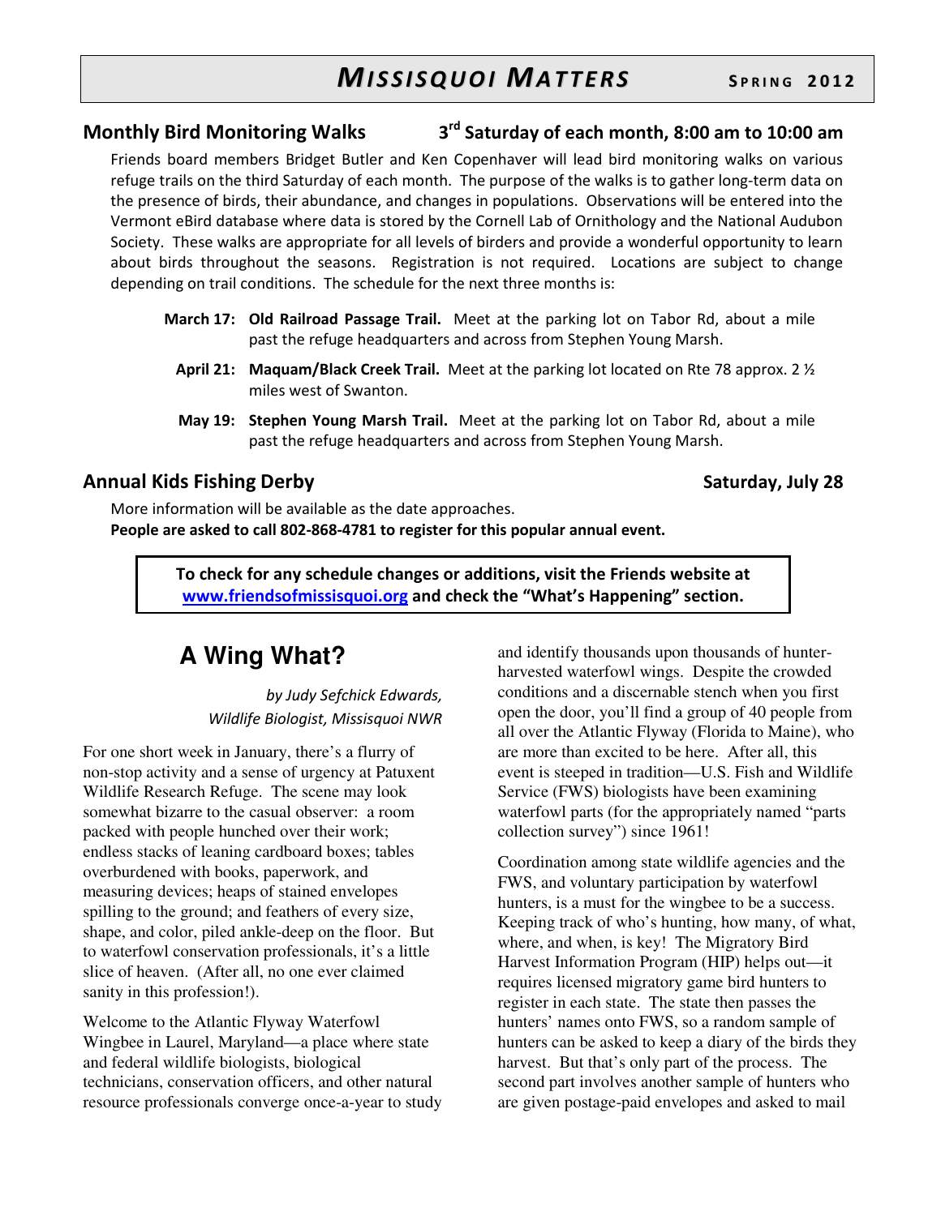## Monthly Bird Monitoring Walks — 3rd Saturday of each month, 8:00 am to 10:00 am

Friends board members Bridget Butler and Ken Copenhaver will lead bird monitoring walks on various refuge trails on the third Saturday of each month. The purpose of the walks is to gather long-term data on the presence of birds, their abundance, and changes in populations. Observations will be entered into the Vermont eBird database where data is stored by the Cornell Lab of Ornithology and the National Audubon Society. These walks are appropriate for all levels of birders and provide a wonderful opportunity to learn about birds throughout the seasons. Registration is not required. Locations are subject to change depending on trail conditions. The schedule for the next three months is:

**March 17:** **Old Railroad Passage Trail.** Meet at the parking lot on Tabor Rd, about a mile past the refuge headquarters and across from Stephen Young Marsh.

**April 21:** **Maquam/Black Creek Trail.** Meet at the parking lot located on Rte 78 approx. 2 ½ miles west of Swanton.

**May 19:** **Stephen Young Marsh Trail.** Meet at the parking lot on Tabor Rd, about a mile past the refuge headquarters and across from Stephen Young Marsh.

## Annual Kids Fishing Derby — Saturday, July 28

More information will be available as the date approaches.
**People are asked to call 802-868-4781 to register for this popular annual event.**

**To check for any schedule changes or additions, visit the Friends website at [www.friendsofmissisquoi.org](http://www.friendsofmissisquoi.org) and check the "What's Happening" section.**

## A Wing What?

*by Judy Sefchick Edwards, Wildlife Biologist, Missisquoi NWR*

For one short week in January, there's a flurry of non-stop activity and a sense of urgency at Patuxent Wildlife Research Refuge. The scene may look somewhat bizarre to the casual observer: a room packed with people hunched over their work; endless stacks of leaning cardboard boxes; tables overburdened with books, paperwork, and measuring devices; heaps of stained envelopes spilling to the ground; and feathers of every size, shape, and color, piled ankle-deep on the floor. But to waterfowl conservation professionals, it's a little slice of heaven. (After all, no one ever claimed sanity in this profession!).

Welcome to the Atlantic Flyway Waterfowl Wingbee in Laurel, Maryland—a place where state and federal wildlife biologists, biological technicians, conservation officers, and other natural resource professionals converge once-a-year to study and identify thousands upon thousands of hunter-harvested waterfowl wings. Despite the crowded conditions and a discernable stench when you first open the door, you'll find a group of 40 people from all over the Atlantic Flyway (Florida to Maine), who are more than excited to be here. After all, this event is steeped in tradition—U.S. Fish and Wildlife Service (FWS) biologists have been examining waterfowl parts (for the appropriately named "parts collection survey") since 1961!

Coordination among state wildlife agencies and the FWS, and voluntary participation by waterfowl hunters, is a must for the wingbee to be a success. Keeping track of who's hunting, how many, of what, where, and when, is key! The Migratory Bird Harvest Information Program (HIP) helps out—it requires licensed migratory game bird hunters to register in each state. The state then passes the hunters' names onto FWS, so a random sample of hunters can be asked to keep a diary of the birds they harvest. But that's only part of the process. The second part involves another sample of hunters who are given postage-paid envelopes and asked to mail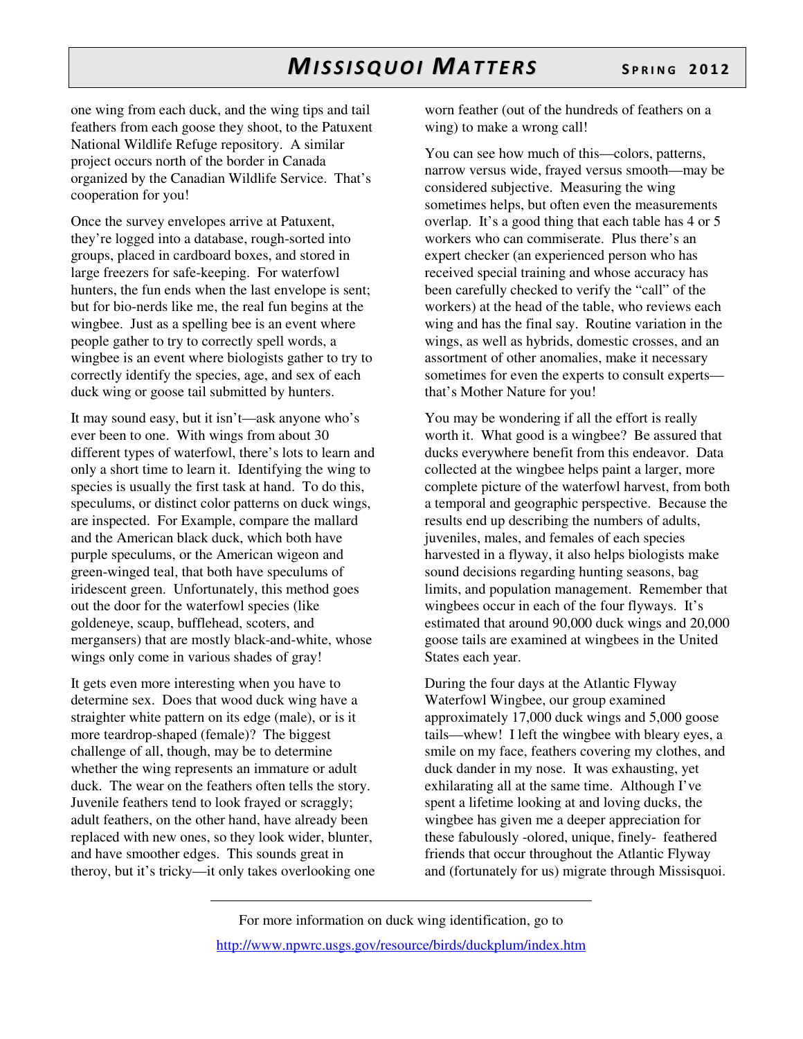one wing from each duck, and the wing tips and tail feathers from each goose they shoot, to the Patuxent National Wildlife Refuge repository. A similar project occurs north of the border in Canada organized by the Canadian Wildlife Service. That's cooperation for you!

Once the survey envelopes arrive at Patuxent, they're logged into a database, rough-sorted into groups, placed in cardboard boxes, and stored in large freezers for safe-keeping. For waterfowl hunters, the fun ends when the last envelope is sent; but for bio-nerds like me, the real fun begins at the wingbee. Just as a spelling bee is an event where people gather to try to correctly spell words, a wingbee is an event where biologists gather to try to correctly identify the species, age, and sex of each duck wing or goose tail submitted by hunters.

It may sound easy, but it isn't—ask anyone who's ever been to one. With wings from about 30 different types of waterfowl, there's lots to learn and only a short time to learn it. Identifying the wing to species is usually the first task at hand. To do this, speculums, or distinct color patterns on duck wings, are inspected. For Example, compare the mallard and the American black duck, which both have purple speculums, or the American wigeon and green-winged teal, that both have speculums of iridescent green. Unfortunately, this method goes out the door for the waterfowl species (like goldeneye, scaup, bufflehead, scoters, and mergansers) that are mostly black-and-white, whose wings only come in various shades of gray!

It gets even more interesting when you have to determine sex. Does that wood duck wing have a straighter white pattern on its edge (male), or is it more teardrop-shaped (female)? The biggest challenge of all, though, may be to determine whether the wing represents an immature or adult duck. The wear on the feathers often tells the story. Juvenile feathers tend to look frayed or scraggly; adult feathers, on the other hand, have already been replaced with new ones, so they look wider, blunter, and have smoother edges. This sounds great in theroy, but it's tricky—it only takes overlooking one worn feather (out of the hundreds of feathers on a wing) to make a wrong call!

You can see how much of this—colors, patterns, narrow versus wide, frayed versus smooth—may be considered subjective. Measuring the wing sometimes helps, but often even the measurements overlap. It's a good thing that each table has 4 or 5 workers who can commiserate. Plus there's an expert checker (an experienced person who has received special training and whose accuracy has been carefully checked to verify the "call" of the workers) at the head of the table, who reviews each wing and has the final say. Routine variation in the wings, as well as hybrids, domestic crosses, and an assortment of other anomalies, make it necessary sometimes for even the experts to consult experts—that's Mother Nature for you!

You may be wondering if all the effort is really worth it. What good is a wingbee? Be assured that ducks everywhere benefit from this endeavor. Data collected at the wingbee helps paint a larger, more complete picture of the waterfowl harvest, from both a temporal and geographic perspective. Because the results end up describing the numbers of adults, juveniles, males, and females of each species harvested in a flyway, it also helps biologists make sound decisions regarding hunting seasons, bag limits, and population management. Remember that wingbees occur in each of the four flyways. It's estimated that around 90,000 duck wings and 20,000 goose tails are examined at wingbees in the United States each year.

During the four days at the Atlantic Flyway Waterfowl Wingbee, our group examined approximately 17,000 duck wings and 5,000 goose tails—whew! I left the wingbee with bleary eyes, a smile on my face, feathers covering my clothes, and duck dander in my nose. It was exhausting, yet exhilarating all at the same time. Although I've spent a lifetime looking at and loving ducks, the wingbee has given me a deeper appreciation for these fabulously -olored, unique, finely- feathered friends that occur throughout the Atlantic Flyway and (fortunately for us) migrate through Missisquoi.

---

For more information on duck wing identification, go to

http://www.npwrc.usgs.gov/resource/birds/duckplum/index.htm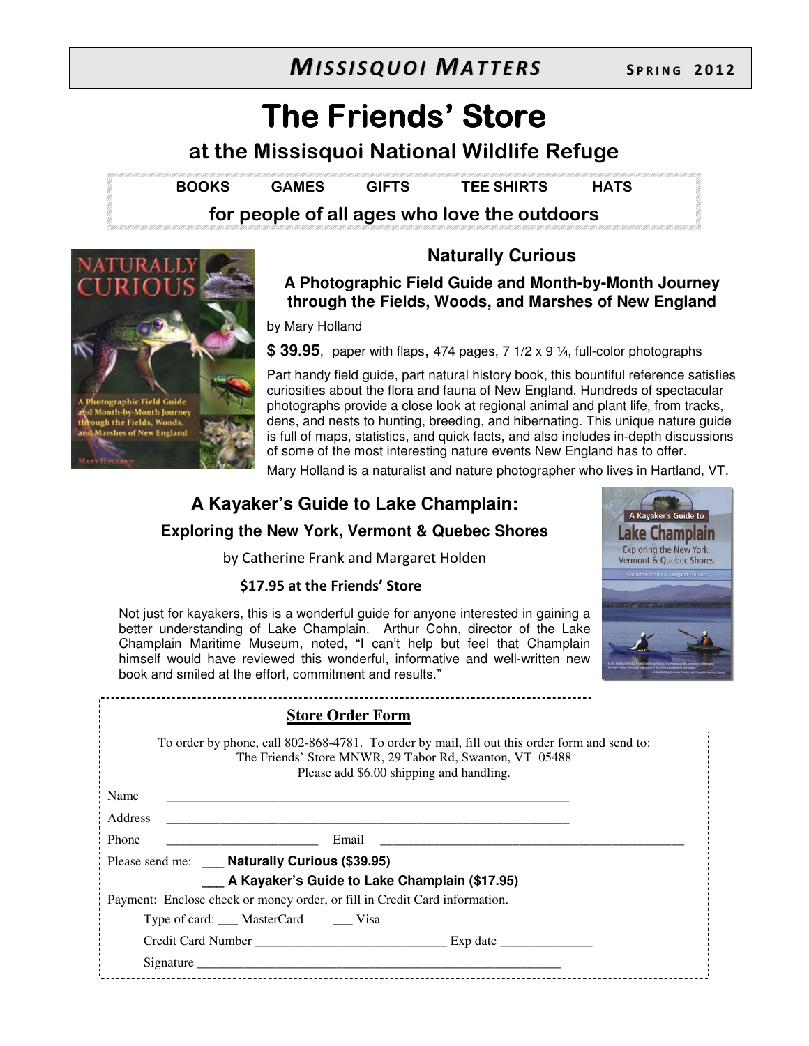# The Friends' Store

## at the Missisquoi National Wildlife Refuge

**BOOKS GAMES GIFTS TEE SHIRTS HATS**

**for people of all ages who love the outdoors**

## Naturally Curious

### A Photographic Field Guide and Month-by-Month Journey through the Fields, Woods, and Marshes of New England

by Mary Holland

**$ 39.95**, paper with flaps, 474 pages, 7 1/2 x 9 ¼, full-color photographs

Part handy field guide, part natural history book, this bountiful reference satisfies curiosities about the flora and fauna of New England. Hundreds of spectacular photographs provide a close look at regional animal and plant life, from tracks, dens, and nests to hunting, breeding, and hibernating. This unique nature guide is full of maps, statistics, and quick facts, and also includes in-depth discussions of some of the most interesting nature events New England has to offer.

Mary Holland is a naturalist and nature photographer who lives in Hartland, VT.

## A Kayaker's Guide to Lake Champlain:

### Exploring the New York, Vermont & Quebec Shores

by Catherine Frank and Margaret Holden

**$17.95 at the Friends' Store**

Not just for kayakers, this is a wonderful guide for anyone interested in gaining a better understanding of Lake Champlain. Arthur Cohn, director of the Lake Champlain Maritime Museum, noted, "I can't help but feel that Champlain himself would have reviewed this wonderful, informative and well-written new book and smiled at the effort, commitment and results."

## Store Order Form

To order by phone, call 802-868-4781. To order by mail, fill out this order form and send to:
The Friends' Store MNWR, 29 Tabor Rd, Swanton, VT 05488
Please add $6.00 shipping and handling.

Name ____________________________________________

Address ____________________________________________

Phone ____________________ Email ____________________________________

Please send me: ___ **Naturally Curious ($39.95)**

___ **A Kayaker's Guide to Lake Champlain ($17.95)**

Payment: Enclose check or money order, or fill in Credit Card information.

Type of card: ___ MasterCard ___ Visa

Credit Card Number ________________________ Exp date ____________

Signature ____________________________________________